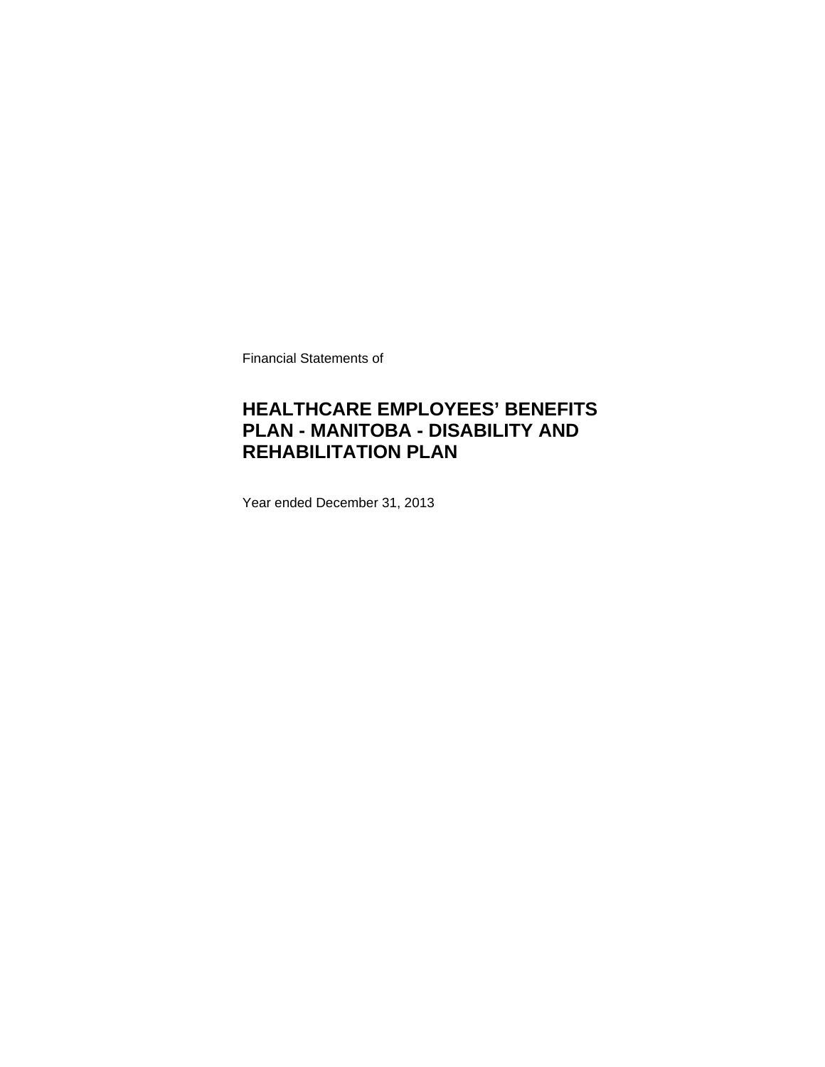Financial Statements of

# HEALTHCARE EMPLOYEES' BENEFITS PLAN - MANITOBA - DISABILITY AND REHABILITATION PLAN

Year ended December 31, 2013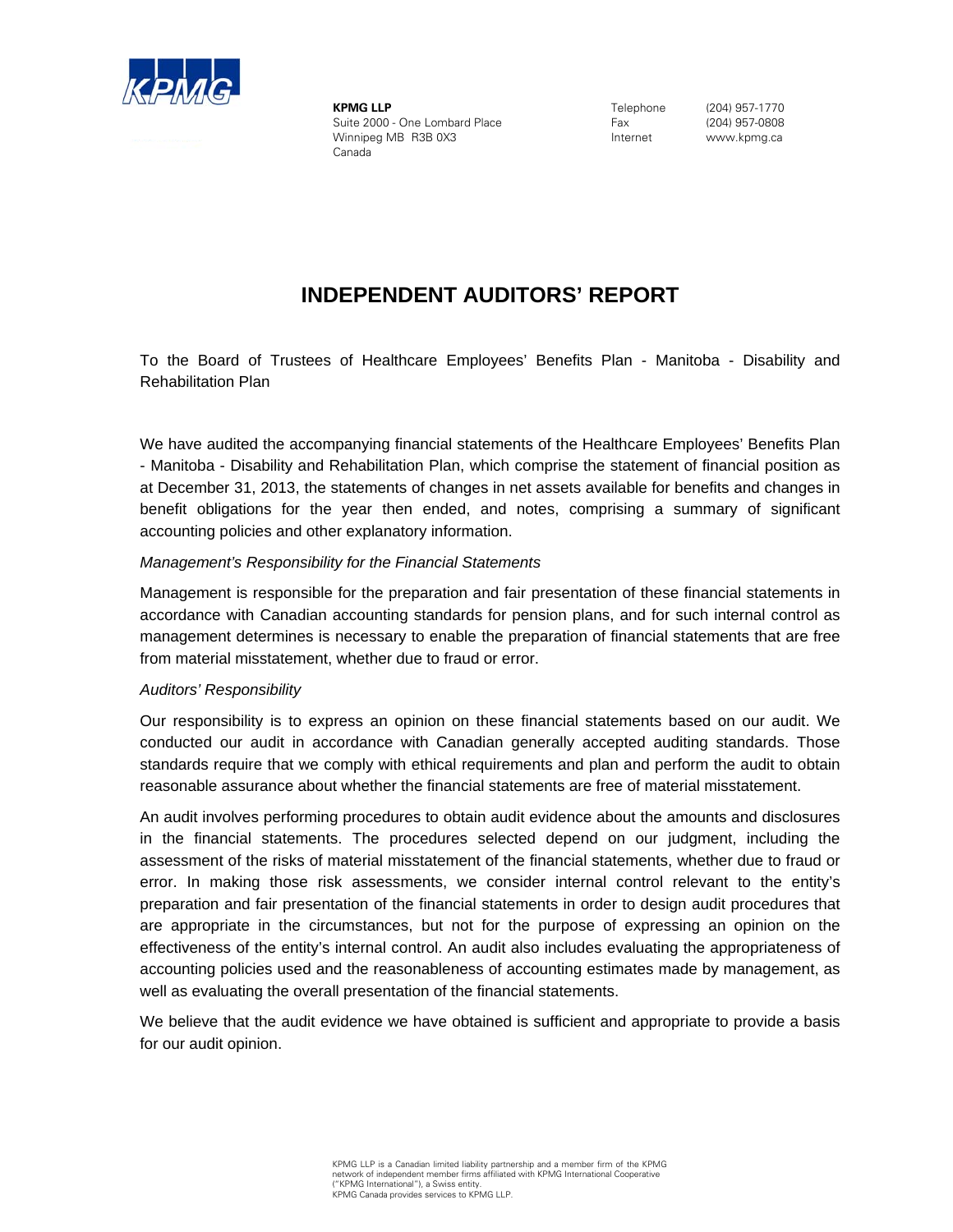**KPMG LLP**
Suite 2000 - One Lombard Place
Winnipeg MB R3B 0X3
Canada

Telephone (204) 957-1770
Fax (204) 957-0808
Internet www.kpmg.ca

# INDEPENDENT AUDITORS' REPORT

To the Board of Trustees of Healthcare Employees' Benefits Plan - Manitoba - Disability and Rehabilitation Plan

We have audited the accompanying financial statements of the Healthcare Employees' Benefits Plan - Manitoba - Disability and Rehabilitation Plan, which comprise the statement of financial position as at December 31, 2013, the statements of changes in net assets available for benefits and changes in benefit obligations for the year then ended, and notes, comprising a summary of significant accounting policies and other explanatory information.

*Management's Responsibility for the Financial Statements*

Management is responsible for the preparation and fair presentation of these financial statements in accordance with Canadian accounting standards for pension plans, and for such internal control as management determines is necessary to enable the preparation of financial statements that are free from material misstatement, whether due to fraud or error.

*Auditors' Responsibility*

Our responsibility is to express an opinion on these financial statements based on our audit. We conducted our audit in accordance with Canadian generally accepted auditing standards. Those standards require that we comply with ethical requirements and plan and perform the audit to obtain reasonable assurance about whether the financial statements are free of material misstatement.

An audit involves performing procedures to obtain audit evidence about the amounts and disclosures in the financial statements. The procedures selected depend on our judgment, including the assessment of the risks of material misstatement of the financial statements, whether due to fraud or error. In making those risk assessments, we consider internal control relevant to the entity's preparation and fair presentation of the financial statements in order to design audit procedures that are appropriate in the circumstances, but not for the purpose of expressing an opinion on the effectiveness of the entity's internal control. An audit also includes evaluating the appropriateness of accounting policies used and the reasonableness of accounting estimates made by management, as well as evaluating the overall presentation of the financial statements.

We believe that the audit evidence we have obtained is sufficient and appropriate to provide a basis for our audit opinion.

KPMG LLP is a Canadian limited liability partnership and a member firm of the KPMG network of independent member firms affiliated with KPMG International Cooperative ("KPMG International"), a Swiss entity.
KPMG Canada provides services to KPMG LLP.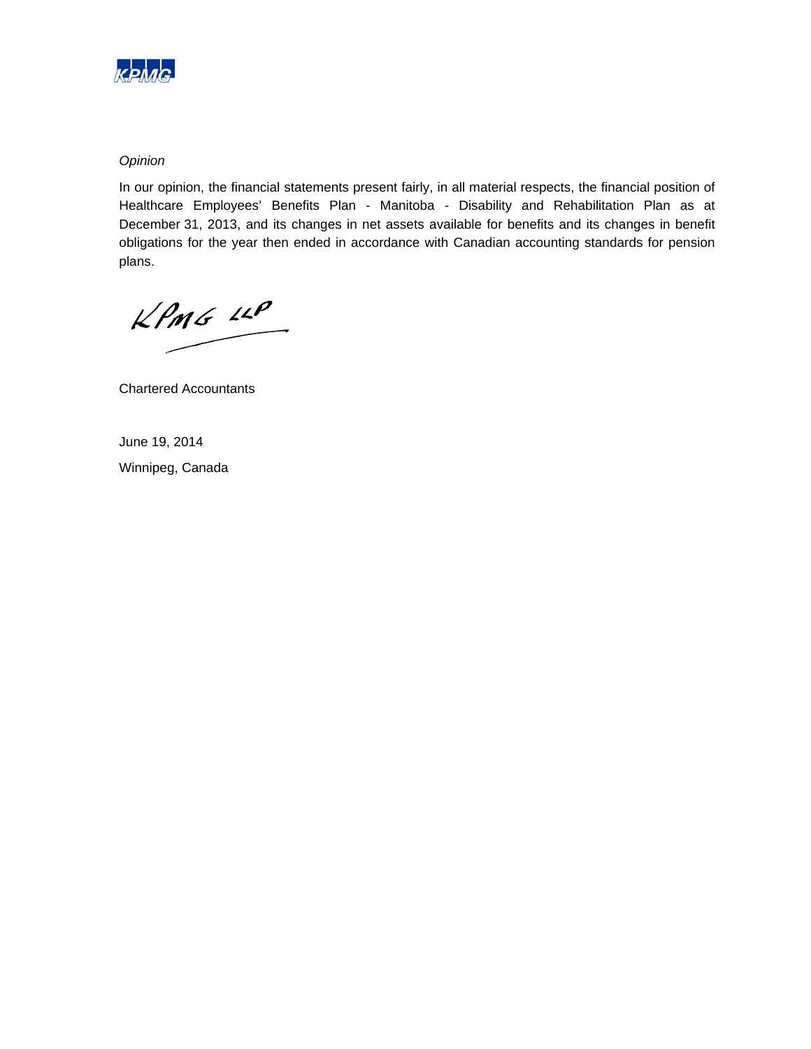*Opinion*

In our opinion, the financial statements present fairly, in all material respects, the financial position of Healthcare Employees' Benefits Plan - Manitoba - Disability and Rehabilitation Plan as at December 31, 2013, and its changes in net assets available for benefits and its changes in benefit obligations for the year then ended in accordance with Canadian accounting standards for pension plans.

KPMG LLP

Chartered Accountants

June 19, 2014

Winnipeg, Canada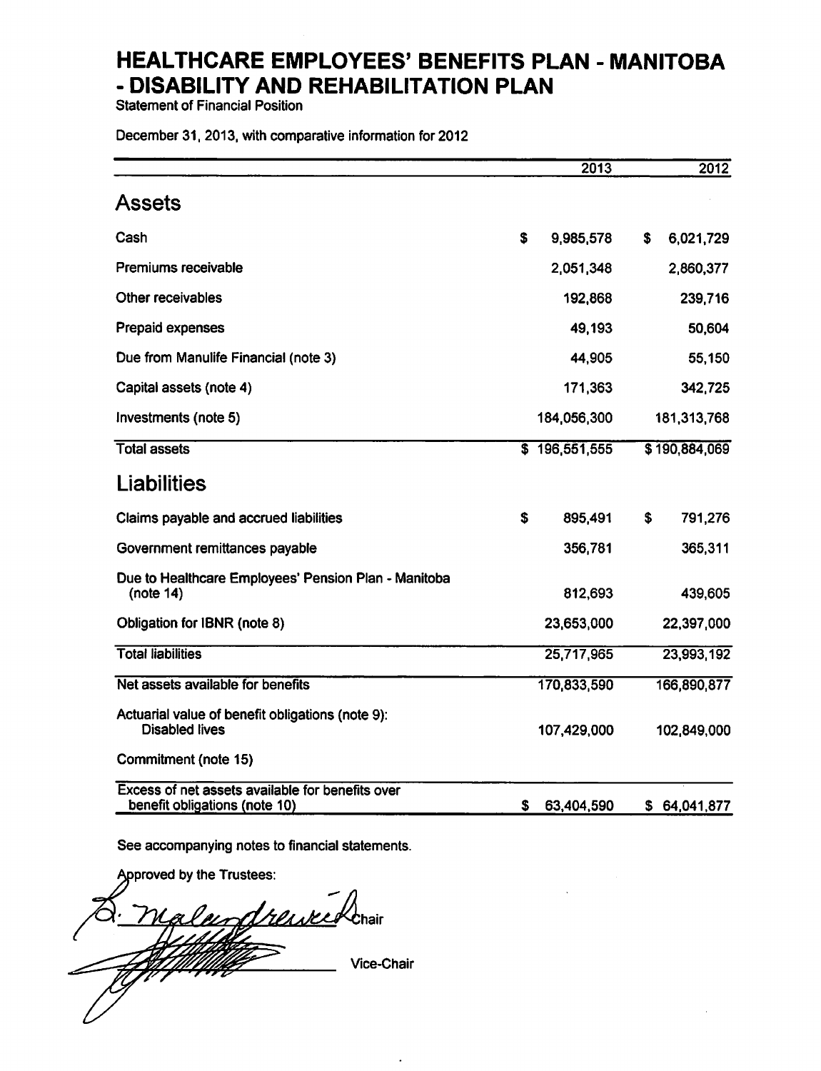# HEALTHCARE EMPLOYEES' BENEFITS PLAN - MANITOBA - DISABILITY AND REHABILITATION PLAN

Statement of Financial Position

December 31, 2013, with comparative information for 2012

| | 2013 | 2012 |
|---|---|---|
| **Assets** | | |
| Cash | $ 9,985,578 | $ 6,021,729 |
| Premiums receivable | 2,051,348 | 2,860,377 |
| Other receivables | 192,868 | 239,716 |
| Prepaid expenses | 49,193 | 50,604 |
| Due from Manulife Financial (note 3) | 44,905 | 55,150 |
| Capital assets (note 4) | 171,363 | 342,725 |
| Investments (note 5) | 184,056,300 | 181,313,768 |
| Total assets | $ 196,551,555 | $ 190,884,069 |
| **Liabilities** | | |
| Claims payable and accrued liabilities | $ 895,491 | $ 791,276 |
| Government remittances payable | 356,781 | 365,311 |
| Due to Healthcare Employees' Pension Plan - Manitoba (note 14) | 812,693 | 439,605 |
| Obligation for IBNR (note 8) | 23,653,000 | 22,397,000 |
| Total liabilities | 25,717,965 | 23,993,192 |
| Net assets available for benefits | 170,833,590 | 166,890,877 |
| Actuarial value of benefit obligations (note 9): Disabled lives | 107,429,000 | 102,849,000 |
| Commitment (note 15) | | |
| Excess of net assets available for benefits over benefit obligations (note 10) | $ 63,404,590 | $ 64,041,877 |

See accompanying notes to financial statements.

Approved by the Trustees:

B. Malendrewicz Chair

_______________ Vice-Chair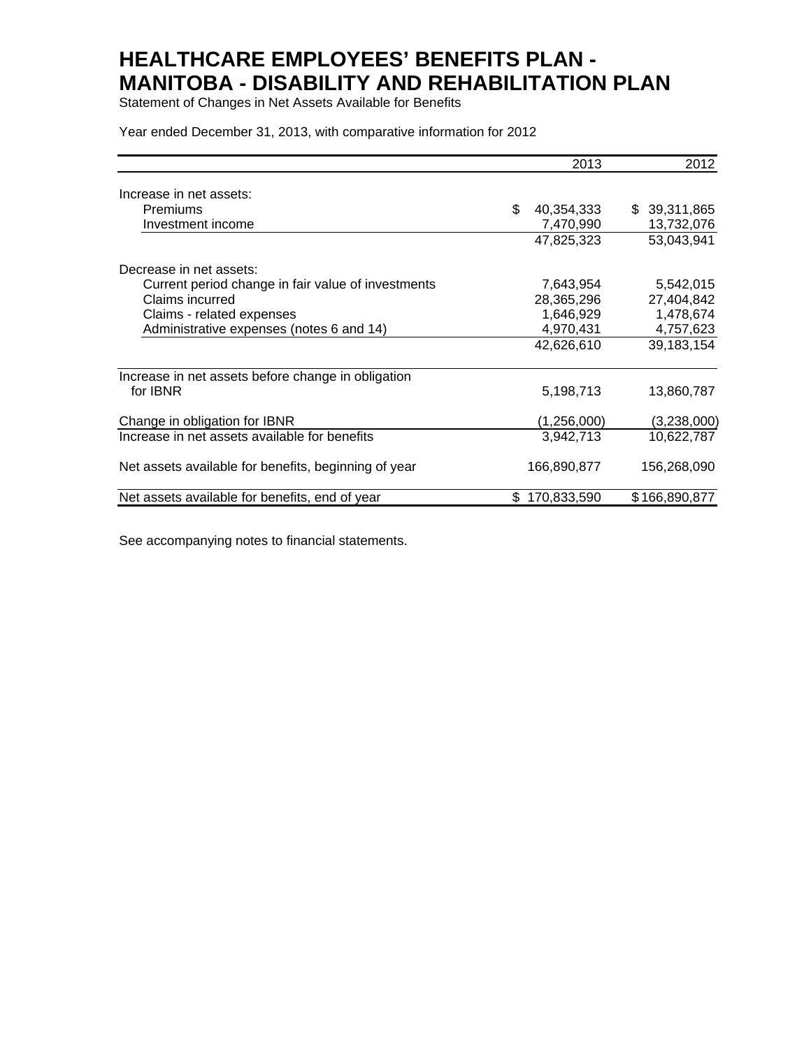# HEALTHCARE EMPLOYEES' BENEFITS PLAN - MANITOBA - DISABILITY AND REHABILITATION PLAN

Statement of Changes in Net Assets Available for Benefits

Year ended December 31, 2013, with comparative information for 2012

| | 2013 | 2012 |
|---|---:|---:|
| Increase in net assets: | | |
| Premiums | $ 40,354,333 | $ 39,311,865 |
| Investment income | 7,470,990 | 13,732,076 |
| | 47,825,323 | 53,043,941 |
| Decrease in net assets: | | |
| Current period change in fair value of investments | 7,643,954 | 5,542,015 |
| Claims incurred | 28,365,296 | 27,404,842 |
| Claims - related expenses | 1,646,929 | 1,478,674 |
| Administrative expenses (notes 6 and 14) | 4,970,431 | 4,757,623 |
| | 42,626,610 | 39,183,154 |
| Increase in net assets before change in obligation for IBNR | 5,198,713 | 13,860,787 |
| Change in obligation for IBNR | (1,256,000) | (3,238,000) |
| Increase in net assets available for benefits | 3,942,713 | 10,622,787 |
| Net assets available for benefits, beginning of year | 166,890,877 | 156,268,090 |
| Net assets available for benefits, end of year | $ 170,833,590 | $ 166,890,877 |

See accompanying notes to financial statements.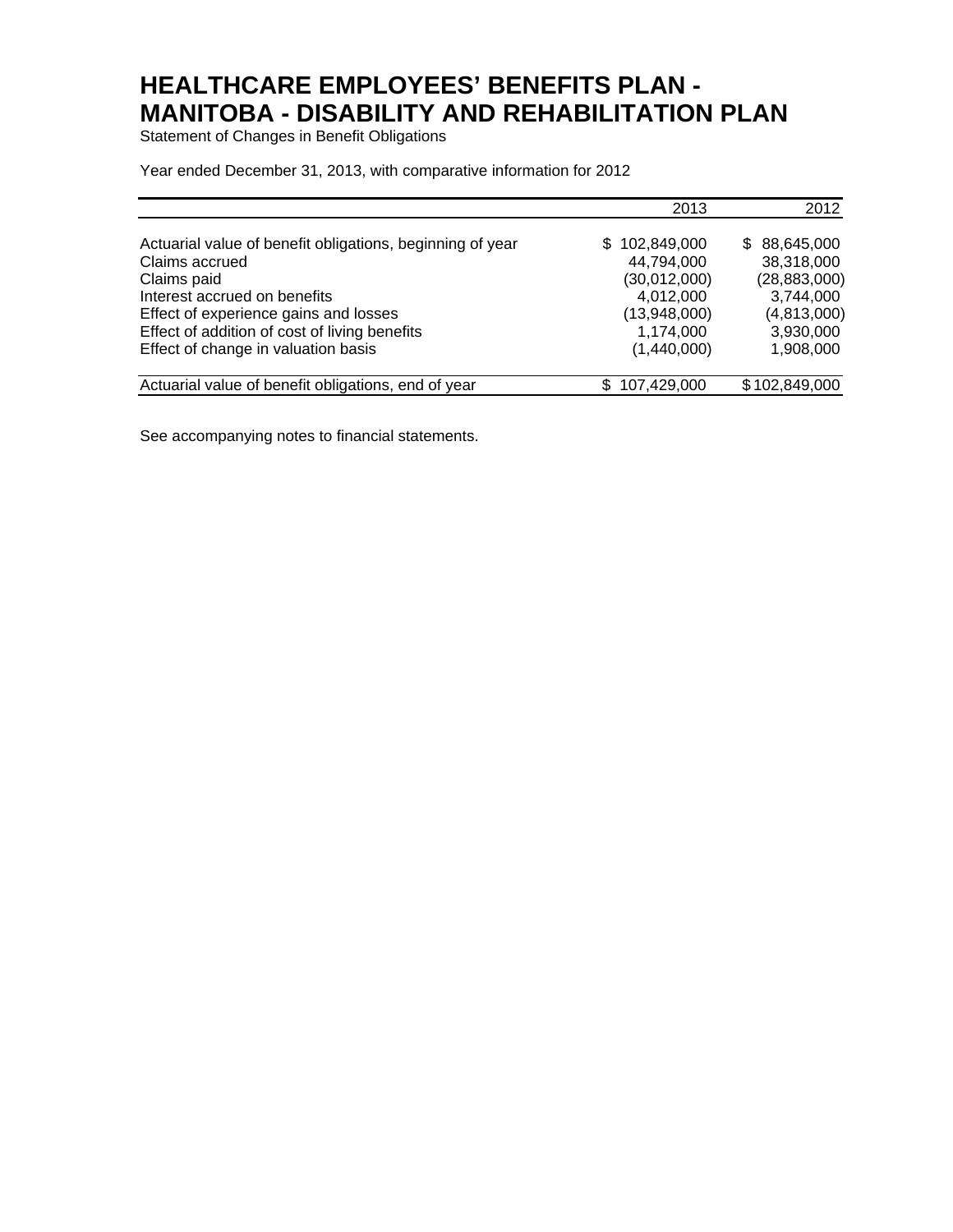# HEALTHCARE EMPLOYEES' BENEFITS PLAN - MANITOBA - DISABILITY AND REHABILITATION PLAN

Statement of Changes in Benefit Obligations

Year ended December 31, 2013, with comparative information for 2012

| | 2013 | 2012 |
|---|---|---|
| Actuarial value of benefit obligations, beginning of year | $ 102,849,000 | $ 88,645,000 |
| Claims accrued | 44,794,000 | 38,318,000 |
| Claims paid | (30,012,000) | (28,883,000) |
| Interest accrued on benefits | 4,012,000 | 3,744,000 |
| Effect of experience gains and losses | (13,948,000) | (4,813,000) |
| Effect of addition of cost of living benefits | 1,174,000 | 3,930,000 |
| Effect of change in valuation basis | (1,440,000) | 1,908,000 |
| Actuarial value of benefit obligations, end of year | $ 107,429,000 | $ 102,849,000 |

See accompanying notes to financial statements.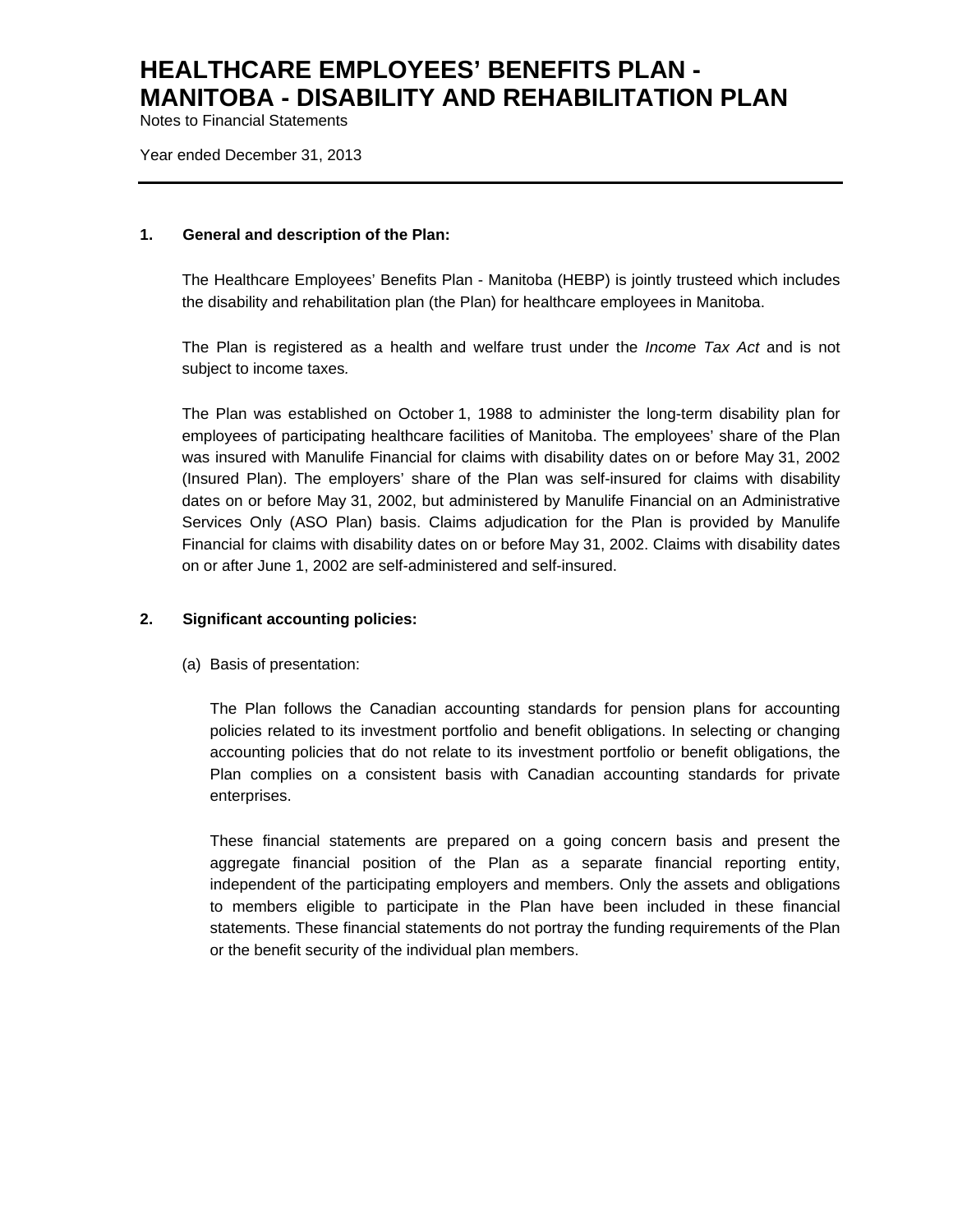# HEALTHCARE EMPLOYEES' BENEFITS PLAN - MANITOBA - DISABILITY AND REHABILITATION PLAN

Notes to Financial Statements

Year ended December 31, 2013

---

**1. General and description of the Plan:**

The Healthcare Employees' Benefits Plan - Manitoba (HEBP) is jointly trusteed which includes the disability and rehabilitation plan (the Plan) for healthcare employees in Manitoba.

The Plan is registered as a health and welfare trust under the *Income Tax Act* and is not subject to income taxes.

The Plan was established on October 1, 1988 to administer the long-term disability plan for employees of participating healthcare facilities of Manitoba. The employees' share of the Plan was insured with Manulife Financial for claims with disability dates on or before May 31, 2002 (Insured Plan). The employers' share of the Plan was self-insured for claims with disability dates on or before May 31, 2002, but administered by Manulife Financial on an Administrative Services Only (ASO Plan) basis. Claims adjudication for the Plan is provided by Manulife Financial for claims with disability dates on or before May 31, 2002. Claims with disability dates on or after June 1, 2002 are self-administered and self-insured.

**2. Significant accounting policies:**

(a) Basis of presentation:

The Plan follows the Canadian accounting standards for pension plans for accounting policies related to its investment portfolio and benefit obligations. In selecting or changing accounting policies that do not relate to its investment portfolio or benefit obligations, the Plan complies on a consistent basis with Canadian accounting standards for private enterprises.

These financial statements are prepared on a going concern basis and present the aggregate financial position of the Plan as a separate financial reporting entity, independent of the participating employers and members. Only the assets and obligations to members eligible to participate in the Plan have been included in these financial statements. These financial statements do not portray the funding requirements of the Plan or the benefit security of the individual plan members.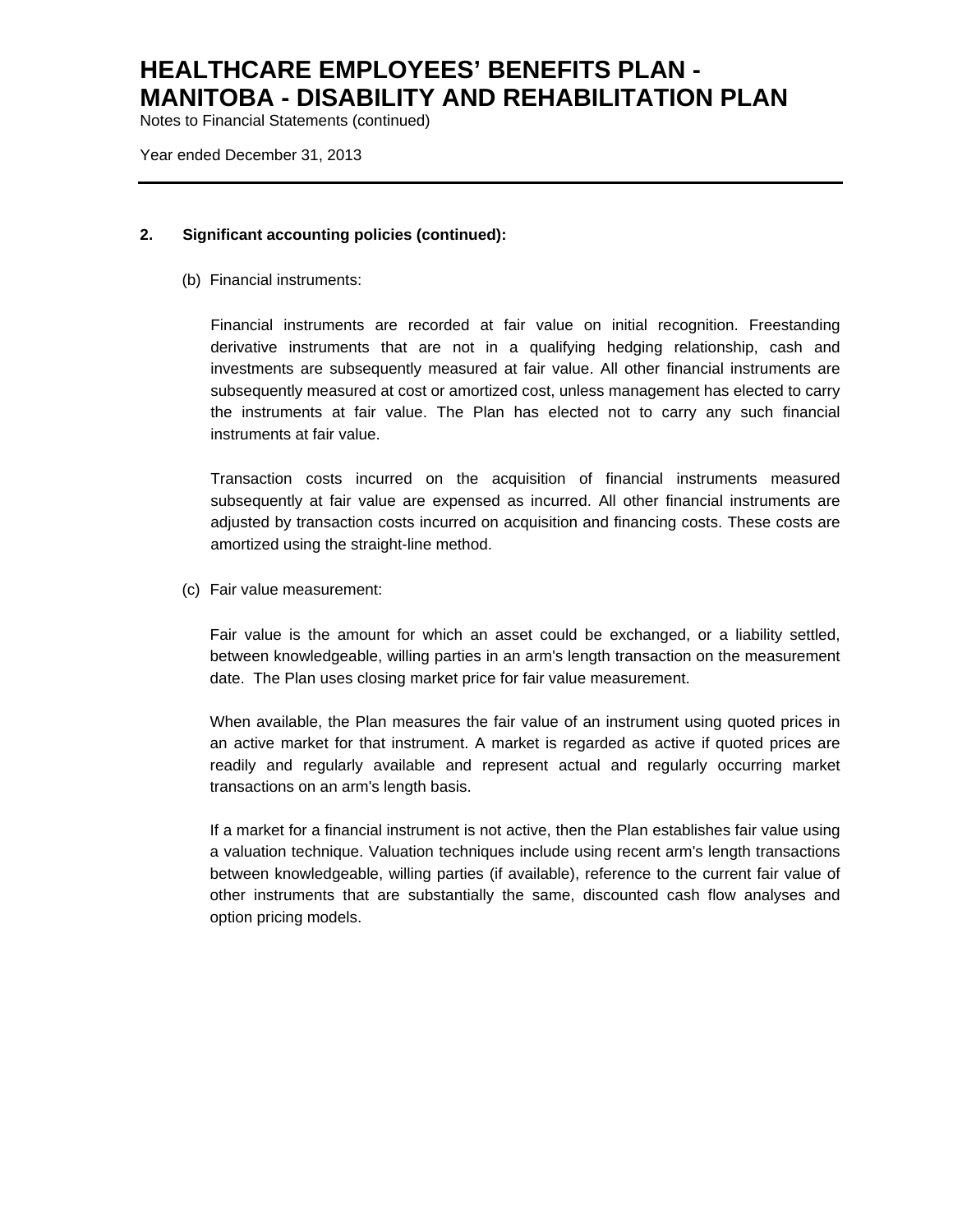## 2. Significant accounting policies (continued):

(b) Financial instruments:

Financial instruments are recorded at fair value on initial recognition. Freestanding derivative instruments that are not in a qualifying hedging relationship, cash and investments are subsequently measured at fair value. All other financial instruments are subsequently measured at cost or amortized cost, unless management has elected to carry the instruments at fair value. The Plan has elected not to carry any such financial instruments at fair value.

Transaction costs incurred on the acquisition of financial instruments measured subsequently at fair value are expensed as incurred. All other financial instruments are adjusted by transaction costs incurred on acquisition and financing costs. These costs are amortized using the straight-line method.

(c) Fair value measurement:

Fair value is the amount for which an asset could be exchanged, or a liability settled, between knowledgeable, willing parties in an arm's length transaction on the measurement date. The Plan uses closing market price for fair value measurement.

When available, the Plan measures the fair value of an instrument using quoted prices in an active market for that instrument. A market is regarded as active if quoted prices are readily and regularly available and represent actual and regularly occurring market transactions on an arm's length basis.

If a market for a financial instrument is not active, then the Plan establishes fair value using a valuation technique. Valuation techniques include using recent arm's length transactions between knowledgeable, willing parties (if available), reference to the current fair value of other instruments that are substantially the same, discounted cash flow analyses and option pricing models.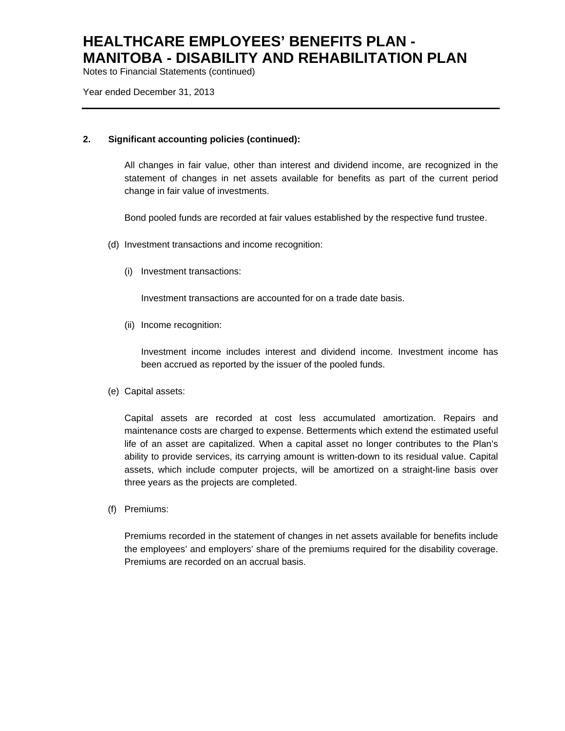# HEALTHCARE EMPLOYEES' BENEFITS PLAN - MANITOBA - DISABILITY AND REHABILITATION PLAN

Notes to Financial Statements (continued)

Year ended December 31, 2013

**2. Significant accounting policies (continued):**

All changes in fair value, other than interest and dividend income, are recognized in the statement of changes in net assets available for benefits as part of the current period change in fair value of investments.

Bond pooled funds are recorded at fair values established by the respective fund trustee.

(d) Investment transactions and income recognition:

(i) Investment transactions:

Investment transactions are accounted for on a trade date basis.

(ii) Income recognition:

Investment income includes interest and dividend income. Investment income has been accrued as reported by the issuer of the pooled funds.

(e) Capital assets:

Capital assets are recorded at cost less accumulated amortization. Repairs and maintenance costs are charged to expense. Betterments which extend the estimated useful life of an asset are capitalized. When a capital asset no longer contributes to the Plan's ability to provide services, its carrying amount is written-down to its residual value. Capital assets, which include computer projects, will be amortized on a straight-line basis over three years as the projects are completed.

(f) Premiums:

Premiums recorded in the statement of changes in net assets available for benefits include the employees' and employers' share of the premiums required for the disability coverage. Premiums are recorded on an accrual basis.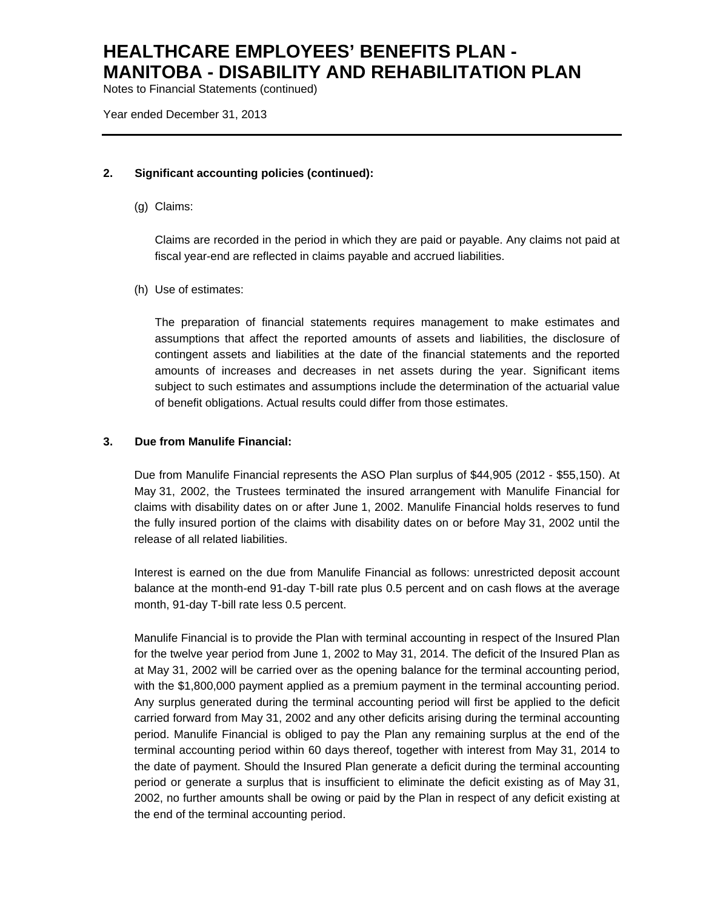## 2. Significant accounting policies (continued):

(g) Claims:

Claims are recorded in the period in which they are paid or payable. Any claims not paid at fiscal year-end are reflected in claims payable and accrued liabilities.

(h) Use of estimates:

The preparation of financial statements requires management to make estimates and assumptions that affect the reported amounts of assets and liabilities, the disclosure of contingent assets and liabilities at the date of the financial statements and the reported amounts of increases and decreases in net assets during the year. Significant items subject to such estimates and assumptions include the determination of the actuarial value of benefit obligations. Actual results could differ from those estimates.

## 3. Due from Manulife Financial:

Due from Manulife Financial represents the ASO Plan surplus of $44,905 (2012 - $55,150). At May 31, 2002, the Trustees terminated the insured arrangement with Manulife Financial for claims with disability dates on or after June 1, 2002. Manulife Financial holds reserves to fund the fully insured portion of the claims with disability dates on or before May 31, 2002 until the release of all related liabilities.

Interest is earned on the due from Manulife Financial as follows: unrestricted deposit account balance at the month-end 91-day T-bill rate plus 0.5 percent and on cash flows at the average month, 91-day T-bill rate less 0.5 percent.

Manulife Financial is to provide the Plan with terminal accounting in respect of the Insured Plan for the twelve year period from June 1, 2002 to May 31, 2014. The deficit of the Insured Plan as at May 31, 2002 will be carried over as the opening balance for the terminal accounting period, with the $1,800,000 payment applied as a premium payment in the terminal accounting period. Any surplus generated during the terminal accounting period will first be applied to the deficit carried forward from May 31, 2002 and any other deficits arising during the terminal accounting period. Manulife Financial is obliged to pay the Plan any remaining surplus at the end of the terminal accounting period within 60 days thereof, together with interest from May 31, 2014 to the date of payment. Should the Insured Plan generate a deficit during the terminal accounting period or generate a surplus that is insufficient to eliminate the deficit existing as of May 31, 2002, no further amounts shall be owing or paid by the Plan in respect of any deficit existing at the end of the terminal accounting period.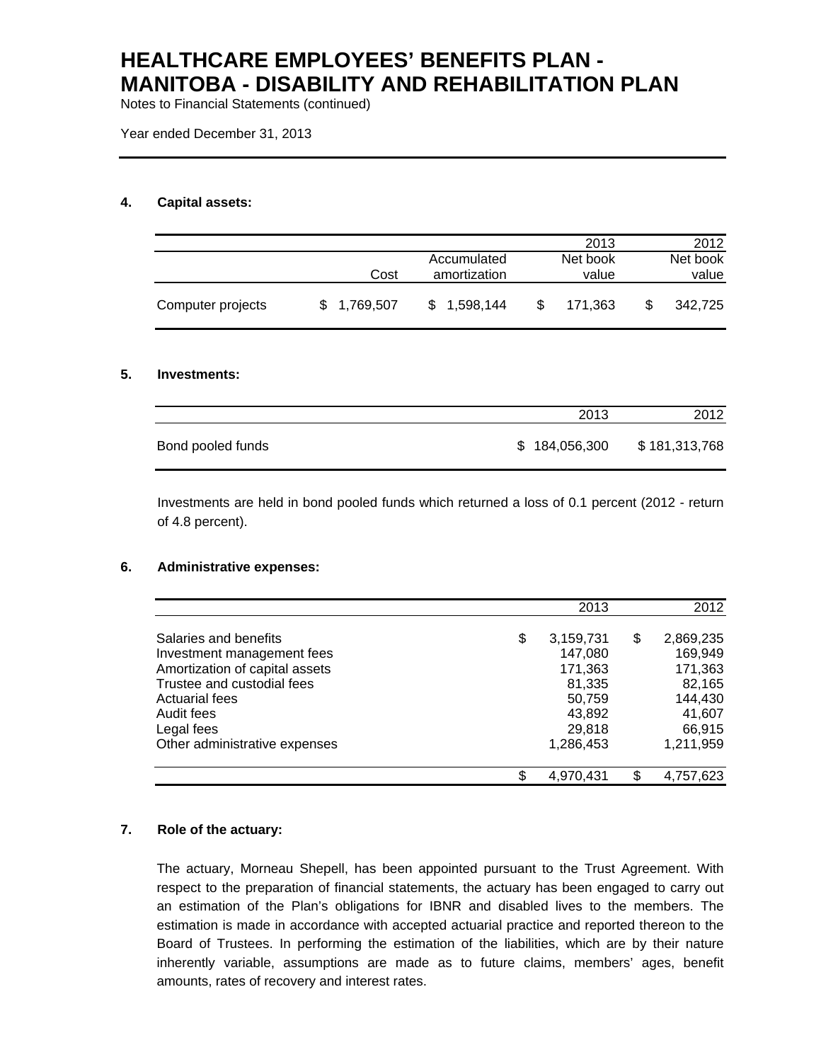# HEALTHCARE EMPLOYEES' BENEFITS PLAN - MANITOBA - DISABILITY AND REHABILITATION PLAN

Notes to Financial Statements (continued)

Year ended December 31, 2013

## 4. Capital assets:

| | Cost | Accumulated amortization | 2013 Net book value | 2012 Net book value |
|---|---|---|---|---|
| Computer projects | $ 1,769,507 | $ 1,598,144 | $ 171,363 | $ 342,725 |

## 5. Investments:

| | 2013 | 2012 |
|---|---|---|
| Bond pooled funds | $ 184,056,300 | $ 181,313,768 |

Investments are held in bond pooled funds which returned a loss of 0.1 percent (2012 - return of 4.8 percent).

## 6. Administrative expenses:

| | 2013 | 2012 |
|---|---|---|
| Salaries and benefits | $ 3,159,731 | $ 2,869,235 |
| Investment management fees | 147,080 | 169,949 |
| Amortization of capital assets | 171,363 | 171,363 |
| Trustee and custodial fees | 81,335 | 82,165 |
| Actuarial fees | 50,759 | 144,430 |
| Audit fees | 43,892 | 41,607 |
| Legal fees | 29,818 | 66,915 |
| Other administrative expenses | 1,286,453 | 1,211,959 |
| | $ 4,970,431 | $ 4,757,623 |

## 7. Role of the actuary:

The actuary, Morneau Shepell, has been appointed pursuant to the Trust Agreement. With respect to the preparation of financial statements, the actuary has been engaged to carry out an estimation of the Plan's obligations for IBNR and disabled lives to the members. The estimation is made in accordance with accepted actuarial practice and reported thereon to the Board of Trustees. In performing the estimation of the liabilities, which are by their nature inherently variable, assumptions are made as to future claims, members' ages, benefit amounts, rates of recovery and interest rates.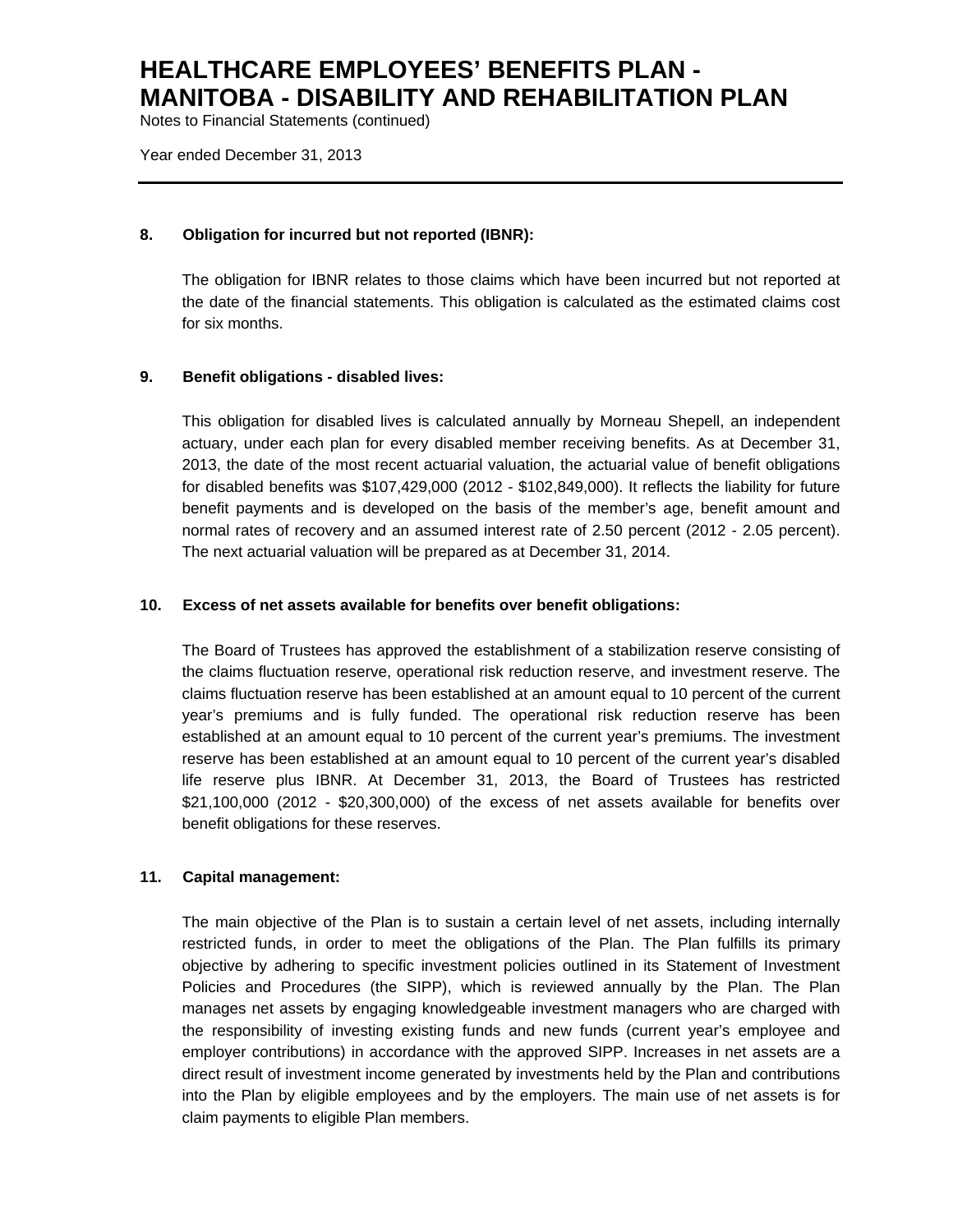### 8. Obligation for incurred but not reported (IBNR):

The obligation for IBNR relates to those claims which have been incurred but not reported at the date of the financial statements. This obligation is calculated as the estimated claims cost for six months.

### 9. Benefit obligations - disabled lives:

This obligation for disabled lives is calculated annually by Morneau Shepell, an independent actuary, under each plan for every disabled member receiving benefits. As at December 31, 2013, the date of the most recent actuarial valuation, the actuarial value of benefit obligations for disabled benefits was $107,429,000 (2012 - $102,849,000). It reflects the liability for future benefit payments and is developed on the basis of the member's age, benefit amount and normal rates of recovery and an assumed interest rate of 2.50 percent (2012 - 2.05 percent). The next actuarial valuation will be prepared as at December 31, 2014.

### 10. Excess of net assets available for benefits over benefit obligations:

The Board of Trustees has approved the establishment of a stabilization reserve consisting of the claims fluctuation reserve, operational risk reduction reserve, and investment reserve. The claims fluctuation reserve has been established at an amount equal to 10 percent of the current year's premiums and is fully funded. The operational risk reduction reserve has been established at an amount equal to 10 percent of the current year's premiums. The investment reserve has been established at an amount equal to 10 percent of the current year's disabled life reserve plus IBNR. At December 31, 2013, the Board of Trustees has restricted $21,100,000 (2012 - $20,300,000) of the excess of net assets available for benefits over benefit obligations for these reserves.

### 11. Capital management:

The main objective of the Plan is to sustain a certain level of net assets, including internally restricted funds, in order to meet the obligations of the Plan. The Plan fulfills its primary objective by adhering to specific investment policies outlined in its Statement of Investment Policies and Procedures (the SIPP), which is reviewed annually by the Plan. The Plan manages net assets by engaging knowledgeable investment managers who are charged with the responsibility of investing existing funds and new funds (current year's employee and employer contributions) in accordance with the approved SIPP. Increases in net assets are a direct result of investment income generated by investments held by the Plan and contributions into the Plan by eligible employees and by the employers. The main use of net assets is for claim payments to eligible Plan members.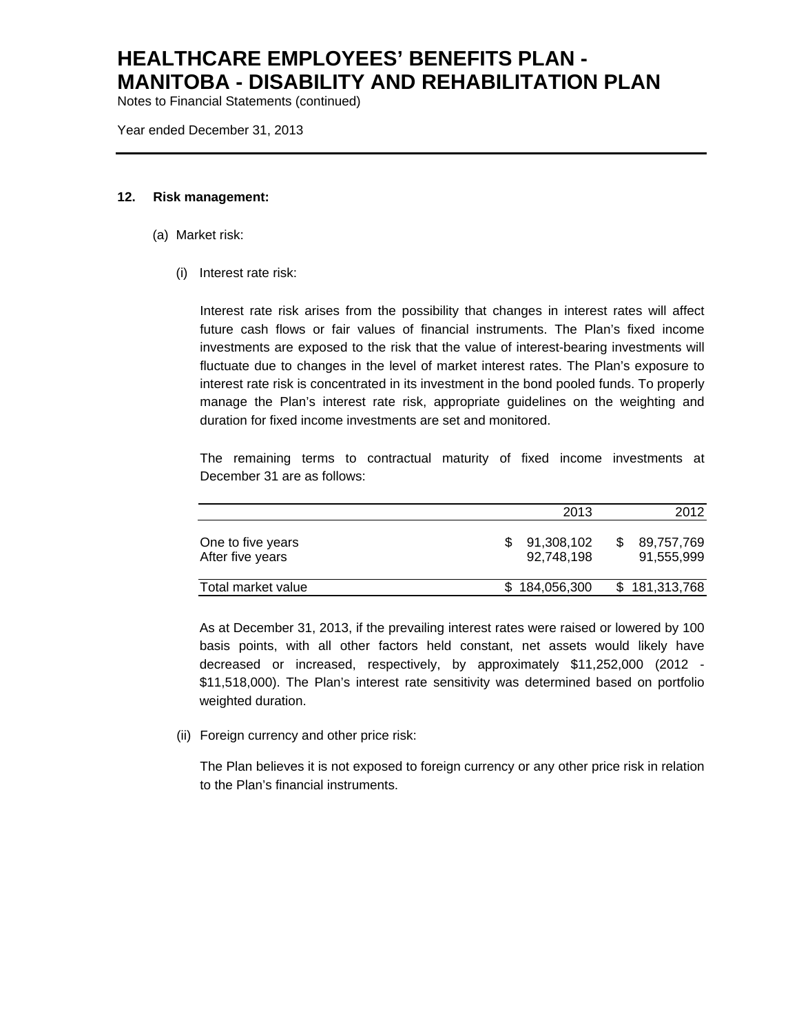# HEALTHCARE EMPLOYEES' BENEFITS PLAN - MANITOBA - DISABILITY AND REHABILITATION PLAN

Notes to Financial Statements (continued)

Year ended December 31, 2013

## 12. Risk management:

(a) Market risk:

(i) Interest rate risk:

Interest rate risk arises from the possibility that changes in interest rates will affect future cash flows or fair values of financial instruments. The Plan's fixed income investments are exposed to the risk that the value of interest-bearing investments will fluctuate due to changes in the level of market interest rates. The Plan's exposure to interest rate risk is concentrated in its investment in the bond pooled funds. To properly manage the Plan's interest rate risk, appropriate guidelines on the weighting and duration for fixed income investments are set and monitored.

The remaining terms to contractual maturity of fixed income investments at December 31 are as follows:

| | 2013 | 2012 |
|---|---:|---:|
| One to five years | $ 91,308,102 | $ 89,757,769 |
| After five years | 92,748,198 | 91,555,999 |
| Total market value | $ 184,056,300 | $ 181,313,768 |

As at December 31, 2013, if the prevailing interest rates were raised or lowered by 100 basis points, with all other factors held constant, net assets would likely have decreased or increased, respectively, by approximately $11,252,000 (2012 - $11,518,000). The Plan's interest rate sensitivity was determined based on portfolio weighted duration.

(ii) Foreign currency and other price risk:

The Plan believes it is not exposed to foreign currency or any other price risk in relation to the Plan's financial instruments.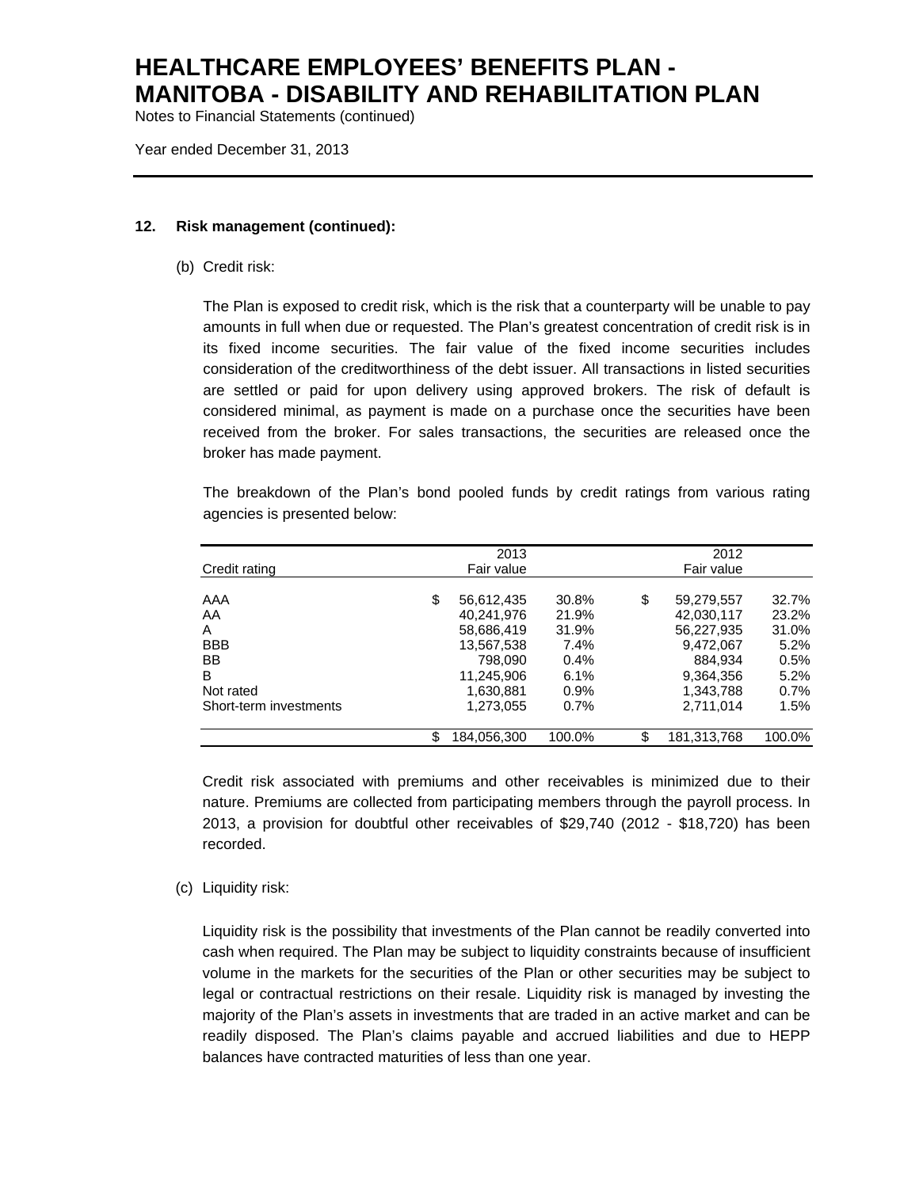## 12. Risk management (continued):

(b) Credit risk:

The Plan is exposed to credit risk, which is the risk that a counterparty will be unable to pay amounts in full when due or requested. The Plan's greatest concentration of credit risk is in its fixed income securities. The fair value of the fixed income securities includes consideration of the creditworthiness of the debt issuer. All transactions in listed securities are settled or paid for upon delivery using approved brokers. The risk of default is considered minimal, as payment is made on a purchase once the securities have been received from the broker. For sales transactions, the securities are released once the broker has made payment.

The breakdown of the Plan's bond pooled funds by credit ratings from various rating agencies is presented below:

| Credit rating | 2013 Fair value | | 2012 Fair value | |
|---|---|---|---|---|
| AAA | $ 56,612,435 | 30.8% | $ 59,279,557 | 32.7% |
| AA | 40,241,976 | 21.9% | 42,030,117 | 23.2% |
| A | 58,686,419 | 31.9% | 56,227,935 | 31.0% |
| BBB | 13,567,538 | 7.4% | 9,472,067 | 5.2% |
| BB | 798,090 | 0.4% | 884,934 | 0.5% |
| B | 11,245,906 | 6.1% | 9,364,356 | 5.2% |
| Not rated | 1,630,881 | 0.9% | 1,343,788 | 0.7% |
| Short-term investments | 1,273,055 | 0.7% | 2,711,014 | 1.5% |
| | $ 184,056,300 | 100.0% | $ 181,313,768 | 100.0% |

Credit risk associated with premiums and other receivables is minimized due to their nature. Premiums are collected from participating members through the payroll process. In 2013, a provision for doubtful other receivables of $29,740 (2012 - $18,720) has been recorded.

(c) Liquidity risk:

Liquidity risk is the possibility that investments of the Plan cannot be readily converted into cash when required. The Plan may be subject to liquidity constraints because of insufficient volume in the markets for the securities of the Plan or other securities may be subject to legal or contractual restrictions on their resale. Liquidity risk is managed by investing the majority of the Plan's assets in investments that are traded in an active market and can be readily disposed. The Plan's claims payable and accrued liabilities and due to HEPP balances have contracted maturities of less than one year.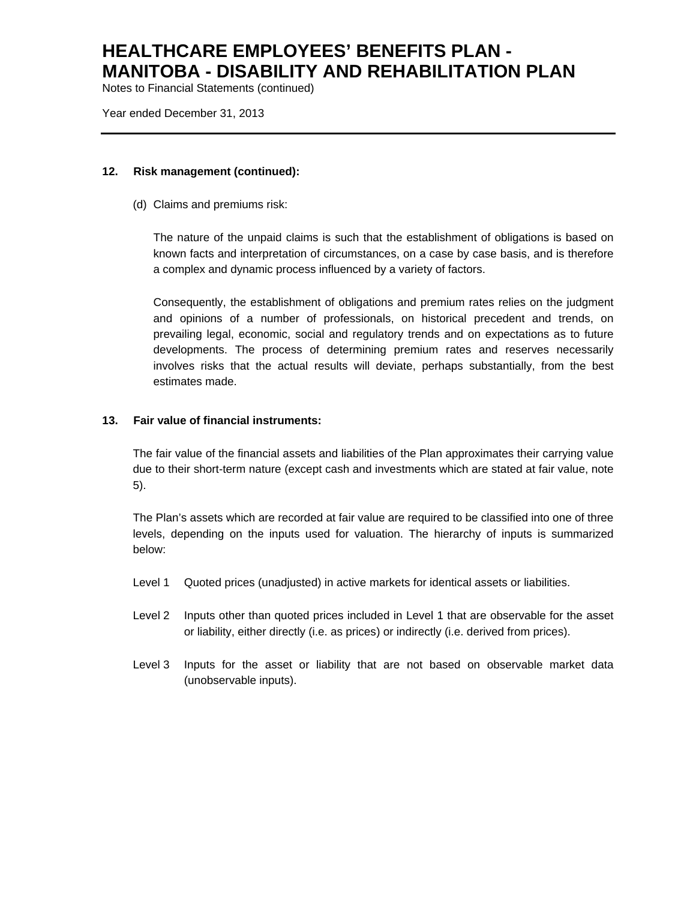### 12. Risk management (continued):

(d) Claims and premiums risk:

The nature of the unpaid claims is such that the establishment of obligations is based on known facts and interpretation of circumstances, on a case by case basis, and is therefore a complex and dynamic process influenced by a variety of factors.

Consequently, the establishment of obligations and premium rates relies on the judgment and opinions of a number of professionals, on historical precedent and trends, on prevailing legal, economic, social and regulatory trends and on expectations as to future developments. The process of determining premium rates and reserves necessarily involves risks that the actual results will deviate, perhaps substantially, from the best estimates made.

### 13. Fair value of financial instruments:

The fair value of the financial assets and liabilities of the Plan approximates their carrying value due to their short-term nature (except cash and investments which are stated at fair value, note 5).

The Plan's assets which are recorded at fair value are required to be classified into one of three levels, depending on the inputs used for valuation. The hierarchy of inputs is summarized below:

Level 1 Quoted prices (unadjusted) in active markets for identical assets or liabilities.

Level 2 Inputs other than quoted prices included in Level 1 that are observable for the asset or liability, either directly (i.e. as prices) or indirectly (i.e. derived from prices).

Level 3 Inputs for the asset or liability that are not based on observable market data (unobservable inputs).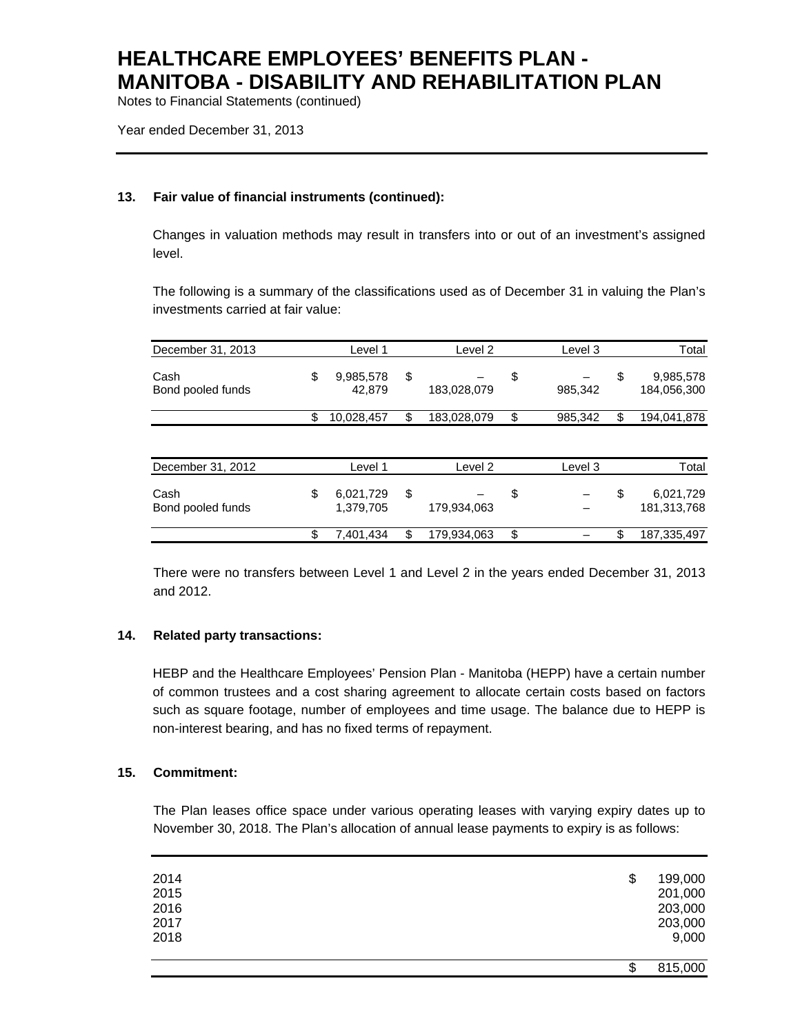# HEALTHCARE EMPLOYEES' BENEFITS PLAN - MANITOBA - DISABILITY AND REHABILITATION PLAN

Notes to Financial Statements (continued)

Year ended December 31, 2013

## 13. Fair value of financial instruments (continued):

Changes in valuation methods may result in transfers into or out of an investment's assigned level.

The following is a summary of the classifications used as of December 31 in valuing the Plan's investments carried at fair value:

| December 31, 2013 | Level 1 | Level 2 | Level 3 | Total |
|---|---|---|---|---|
| Cash | $ 9,985,578 | $ – | $ – | $ 9,985,578 |
| Bond pooled funds | 42,879 | 183,028,079 | 985,342 | 184,056,300 |
| | $ 10,028,457 | $ 183,028,079 | $ 985,342 | $ 194,041,878 |

| December 31, 2012 | Level 1 | Level 2 | Level 3 | Total |
|---|---|---|---|---|
| Cash | $ 6,021,729 | $ – | $ – | $ 6,021,729 |
| Bond pooled funds | 1,379,705 | 179,934,063 | – | 181,313,768 |
| | $ 7,401,434 | $ 179,934,063 | $ – | $ 187,335,497 |

There were no transfers between Level 1 and Level 2 in the years ended December 31, 2013 and 2012.

## 14. Related party transactions:

HEBP and the Healthcare Employees' Pension Plan - Manitoba (HEPP) have a certain number of common trustees and a cost sharing agreement to allocate certain costs based on factors such as square footage, number of employees and time usage. The balance due to HEPP is non-interest bearing, and has no fixed terms of repayment.

## 15. Commitment:

The Plan leases office space under various operating leases with varying expiry dates up to November 30, 2018. The Plan's allocation of annual lease payments to expiry is as follows:

| | |
|---|---|
| 2014 | $ 199,000 |
| 2015 | 201,000 |
| 2016 | 203,000 |
| 2017 | 203,000 |
| 2018 | 9,000 |
| | $ 815,000 |